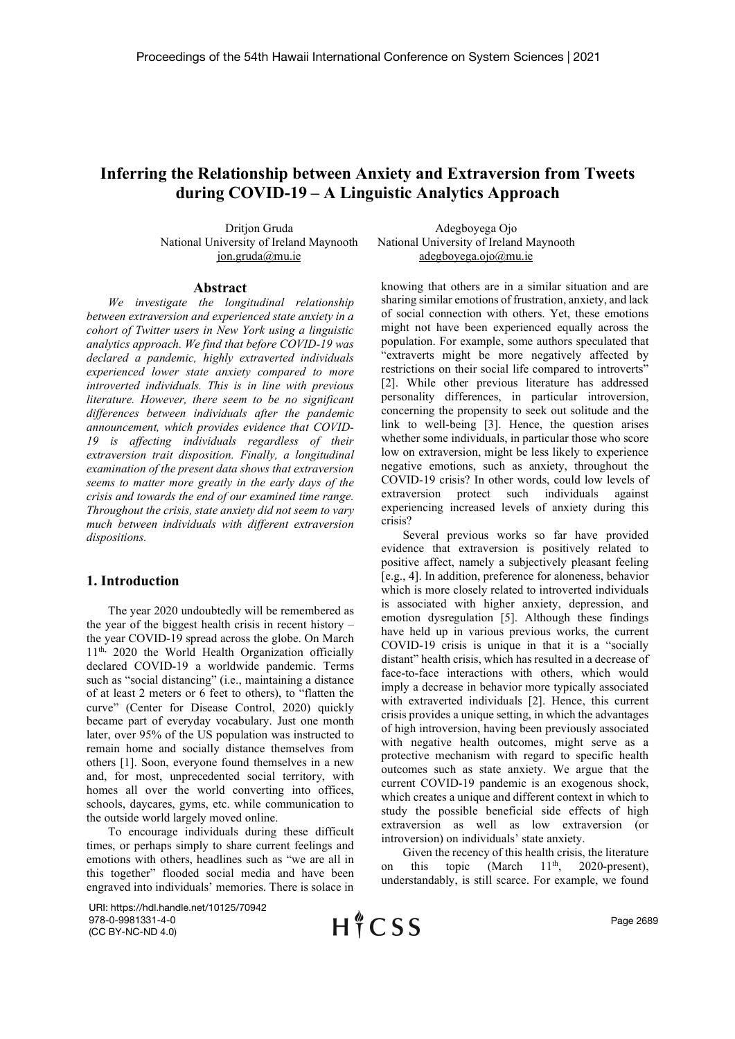# Inferring the Relationship between Anxiety and Extraversion from Tweets during COVID-19 – A Linguistic Analytics Approach

Dritjon Gruda
National University of Ireland Maynooth
jon.gruda@mu.ie

Adegboyega Ojo
National University of Ireland Maynooth
adegboyega.ojo@mu.ie

## Abstract

*We investigate the longitudinal relationship between extraversion and experienced state anxiety in a cohort of Twitter users in New York using a linguistic analytics approach. We find that before COVID-19 was declared a pandemic, highly extraverted individuals experienced lower state anxiety compared to more introverted individuals. This is in line with previous literature. However, there seem to be no significant differences between individuals after the pandemic announcement, which provides evidence that COVID-19 is affecting individuals regardless of their extraversion trait disposition. Finally, a longitudinal examination of the present data shows that extraversion seems to matter more greatly in the early days of the crisis and towards the end of our examined time range. Throughout the crisis, state anxiety did not seem to vary much between individuals with different extraversion dispositions.*

## 1. Introduction

The year 2020 undoubtedly will be remembered as the year of the biggest health crisis in recent history – the year COVID-19 spread across the globe. On March 11th, 2020 the World Health Organization officially declared COVID-19 a worldwide pandemic. Terms such as "social distancing" (i.e., maintaining a distance of at least 2 meters or 6 feet to others), to "flatten the curve" (Center for Disease Control, 2020) quickly became part of everyday vocabulary. Just one month later, over 95% of the US population was instructed to remain home and socially distance themselves from others [1]. Soon, everyone found themselves in a new and, for most, unprecedented social territory, with homes all over the world converting into offices, schools, daycares, gyms, etc. while communication to the outside world largely moved online.

To encourage individuals during these difficult times, or perhaps simply to share current feelings and emotions with others, headlines such as "we are all in this together" flooded social media and have been engraved into individuals' memories. There is solace in knowing that others are in a similar situation and are sharing similar emotions of frustration, anxiety, and lack of social connection with others. Yet, these emotions might not have been experienced equally across the population. For example, some authors speculated that "extraverts might be more negatively affected by restrictions on their social life compared to introverts" [2]. While other previous literature has addressed personality differences, in particular introversion, concerning the propensity to seek out solitude and the link to well-being [3]. Hence, the question arises whether some individuals, in particular those who score low on extraversion, might be less likely to experience negative emotions, such as anxiety, throughout the COVID-19 crisis? In other words, could low levels of extraversion protect such individuals against experiencing increased levels of anxiety during this crisis?

Several previous works so far have provided evidence that extraversion is positively related to positive affect, namely a subjectively pleasant feeling [e.g., 4]. In addition, preference for aloneness, behavior which is more closely related to introverted individuals is associated with higher anxiety, depression, and emotion dysregulation [5]. Although these findings have held up in various previous works, the current COVID-19 crisis is unique in that it is a "socially distant" health crisis, which has resulted in a decrease of face-to-face interactions with others, which would imply a decrease in behavior more typically associated with extraverted individuals [2]. Hence, this current crisis provides a unique setting, in which the advantages of high introversion, having been previously associated with negative health outcomes, might serve as a protective mechanism with regard to specific health outcomes such as state anxiety. We argue that the current COVID-19 pandemic is an exogenous shock, which creates a unique and different context in which to study the possible beneficial side effects of high extraversion as well as low extraversion (or introversion) on individuals' state anxiety.

Given the recency of this health crisis, the literature on this topic (March 11th, 2020-present), understandably, is still scarce. For example, we found

URI: https://hdl.handle.net/10125/70942
978-0-9981331-4-0
(CC BY-NC-ND 4.0)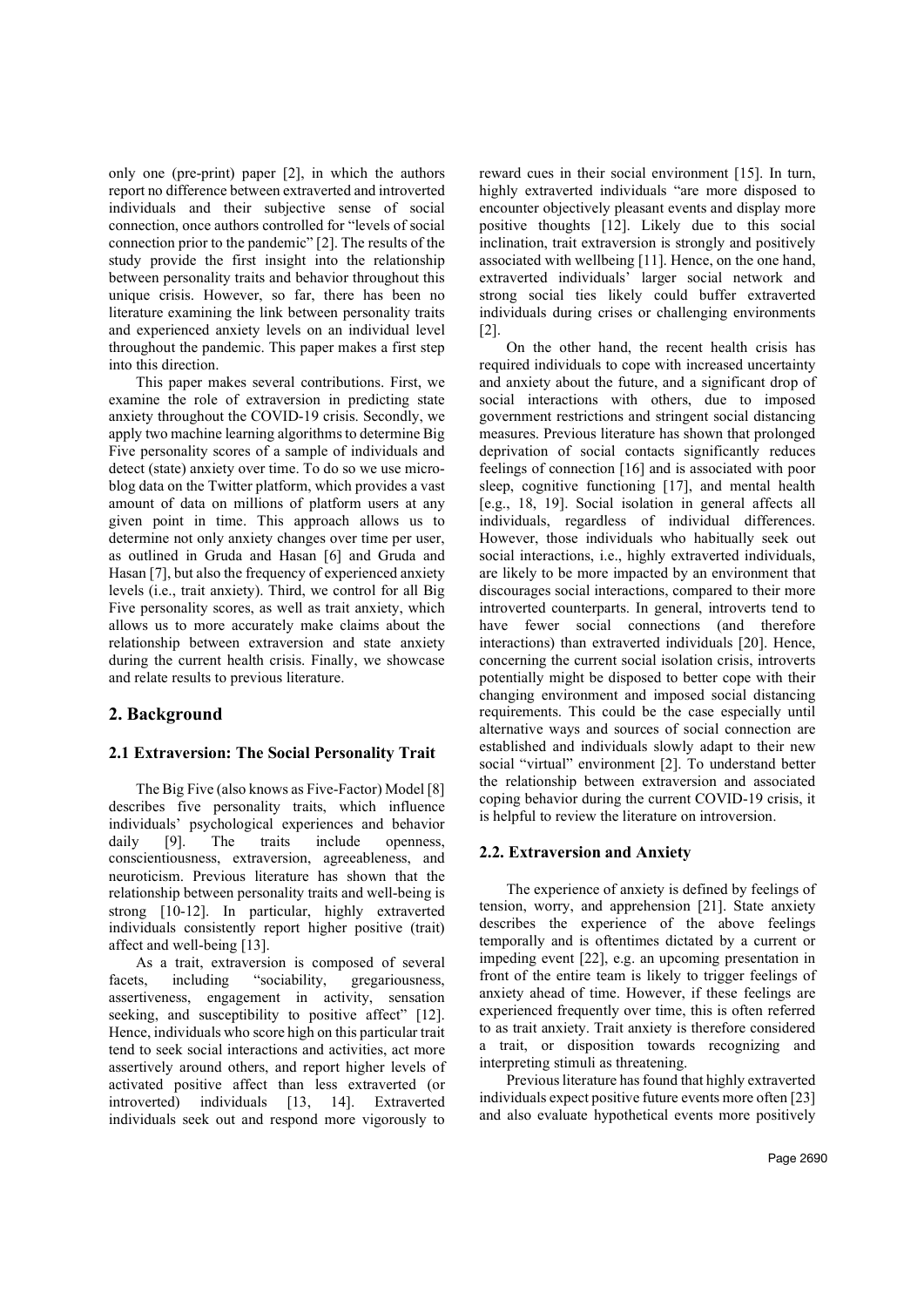only one (pre-print) paper [2], in which the authors report no difference between extraverted and introverted individuals and their subjective sense of social connection, once authors controlled for "levels of social connection prior to the pandemic" [2]. The results of the study provide the first insight into the relationship between personality traits and behavior throughout this unique crisis. However, so far, there has been no literature examining the link between personality traits and experienced anxiety levels on an individual level throughout the pandemic. This paper makes a first step into this direction.

This paper makes several contributions. First, we examine the role of extraversion in predicting state anxiety throughout the COVID-19 crisis. Secondly, we apply two machine learning algorithms to determine Big Five personality scores of a sample of individuals and detect (state) anxiety over time. To do so we use micro-blog data on the Twitter platform, which provides a vast amount of data on millions of platform users at any given point in time. This approach allows us to determine not only anxiety changes over time per user, as outlined in Gruda and Hasan [6] and Gruda and Hasan [7], but also the frequency of experienced anxiety levels (i.e., trait anxiety). Third, we control for all Big Five personality scores, as well as trait anxiety, which allows us to more accurately make claims about the relationship between extraversion and state anxiety during the current health crisis. Finally, we showcase and relate results to previous literature.

## 2. Background

### 2.1 Extraversion: The Social Personality Trait

The Big Five (also knows as Five-Factor) Model [8] describes five personality traits, which influence individuals' psychological experiences and behavior daily [9]. The traits include openness, conscientiousness, extraversion, agreeableness, and neuroticism. Previous literature has shown that the relationship between personality traits and well-being is strong [10-12]. In particular, highly extraverted individuals consistently report higher positive (trait) affect and well-being [13].

As a trait, extraversion is composed of several facets, including "sociability, gregariousness, assertiveness, engagement in activity, sensation seeking, and susceptibility to positive affect" [12]. Hence, individuals who score high on this particular trait tend to seek social interactions and activities, act more assertively around others, and report higher levels of activated positive affect than less extraverted (or introverted) individuals [13, 14]. Extraverted individuals seek out and respond more vigorously to reward cues in their social environment [15]. In turn, highly extraverted individuals "are more disposed to encounter objectively pleasant events and display more positive thoughts [12]. Likely due to this social inclination, trait extraversion is strongly and positively associated with wellbeing [11]. Hence, on the one hand, extraverted individuals' larger social network and strong social ties likely could buffer extraverted individuals during crises or challenging environments [2].

On the other hand, the recent health crisis has required individuals to cope with increased uncertainty and anxiety about the future, and a significant drop of social interactions with others, due to imposed government restrictions and stringent social distancing measures. Previous literature has shown that prolonged deprivation of social contacts significantly reduces feelings of connection [16] and is associated with poor sleep, cognitive functioning [17], and mental health [e.g., 18, 19]. Social isolation in general affects all individuals, regardless of individual differences. However, those individuals who habitually seek out social interactions, i.e., highly extraverted individuals, are likely to be more impacted by an environment that discourages social interactions, compared to their more introverted counterparts. In general, introverts tend to have fewer social connections (and therefore interactions) than extraverted individuals [20]. Hence, concerning the current social isolation crisis, introverts potentially might be disposed to better cope with their changing environment and imposed social distancing requirements. This could be the case especially until alternative ways and sources of social connection are established and individuals slowly adapt to their new social "virtual" environment [2]. To understand better the relationship between extraversion and associated coping behavior during the current COVID-19 crisis, it is helpful to review the literature on introversion.

### 2.2. Extraversion and Anxiety

The experience of anxiety is defined by feelings of tension, worry, and apprehension [21]. State anxiety describes the experience of the above feelings temporally and is oftentimes dictated by a current or impeding event [22], e.g. an upcoming presentation in front of the entire team is likely to trigger feelings of anxiety ahead of time. However, if these feelings are experienced frequently over time, this is often referred to as trait anxiety. Trait anxiety is therefore considered a trait, or disposition towards recognizing and interpreting stimuli as threatening.

Previous literature has found that highly extraverted individuals expect positive future events more often [23] and also evaluate hypothetical events more positively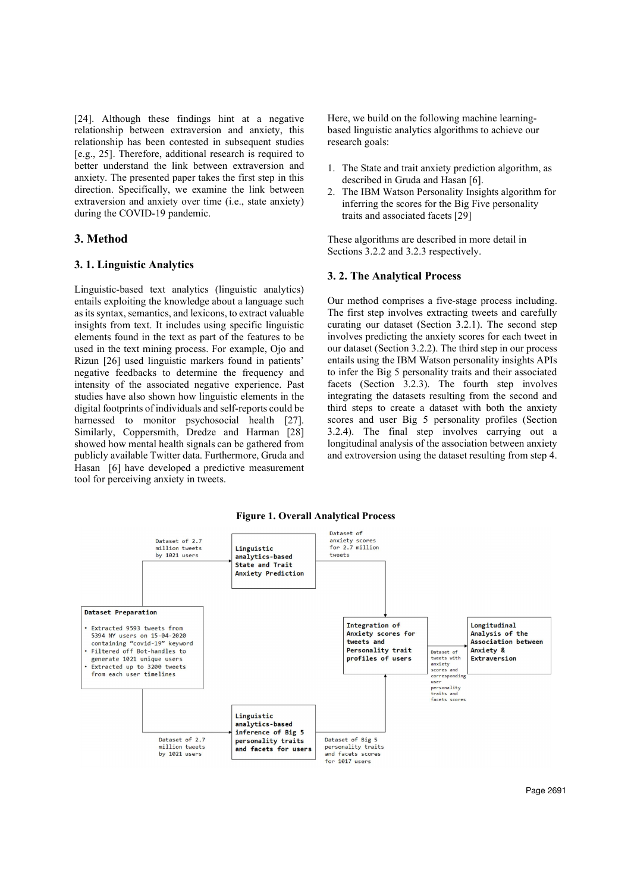[24]. Although these findings hint at a negative relationship between extraversion and anxiety, this relationship has been contested in subsequent studies [e.g., 25]. Therefore, additional research is required to better understand the link between extraversion and anxiety. The presented paper takes the first step in this direction. Specifically, we examine the link between extraversion and anxiety over time (i.e., state anxiety) during the COVID-19 pandemic.

## 3. Method

### 3. 1. Linguistic Analytics

Linguistic-based text analytics (linguistic analytics) entails exploiting the knowledge about a language such as its syntax, semantics, and lexicons, to extract valuable insights from text. It includes using specific linguistic elements found in the text as part of the features to be used in the text mining process. For example, Ojo and Rizun [26] used linguistic markers found in patients' negative feedbacks to determine the frequency and intensity of the associated negative experience. Past studies have also shown how linguistic elements in the digital footprints of individuals and self-reports could be harnessed to monitor psychosocial health [27]. Similarly, Coppersmith, Dredze and Harman [28] showed how mental health signals can be gathered from publicly available Twitter data. Furthermore, Gruda and Hasan [6] have developed a predictive measurement tool for perceiving anxiety in tweets.

Here, we build on the following machine learning-based linguistic analytics algorithms to achieve our research goals:

1. The State and trait anxiety prediction algorithm, as described in Gruda and Hasan [6].
2. The IBM Watson Personality Insights algorithm for inferring the scores for the Big Five personality traits and associated facets [29]

These algorithms are described in more detail in Sections 3.2.2 and 3.2.3 respectively.

### 3. 2. The Analytical Process

Our method comprises a five-stage process including. The first step involves extracting tweets and carefully curating our dataset (Section 3.2.1). The second step involves predicting the anxiety scores for each tweet in our dataset (Section 3.2.2). The third step in our process entails using the IBM Watson personality insights APIs to infer the Big 5 personality traits and their associated facets (Section 3.2.3). The fourth step involves integrating the datasets resulting from the second and third steps to create a dataset with both the anxiety scores and user Big 5 personality profiles (Section 3.2.4). The final step involves carrying out a longitudinal analysis of the association between anxiety and extroversion using the dataset resulting from step 4.

**Figure 1. Overall Analytical Process**

Dataset Preparation
- Extracted 9593 tweets from 5394 NY users on 15-04-2020 containing "covid-19" keyword
- Filtered off Bot-handles to generate 1021 unique users
- Extracted up to 3200 tweets from each user timelines

Dataset of 2.7 million tweets by 1021 users → Linguistic analytics-based State and Trait Anxiety Prediction → Dataset of anxiety scores for 2.7 million tweets

Dataset of 2.7 million tweets by 1021 users → Linguistic analytics-based inference of Big 5 personality traits and facets for users → Dataset of Big 5 personality traits and facets scores for 1017 users

Integration of Anxiety scores for tweets and Personality trait profiles of users → Dataset of tweets with anxiety scores and corresponding user personality traits and facets scores → Longitudinal Analysis of the Association between Anxiety & Extraversion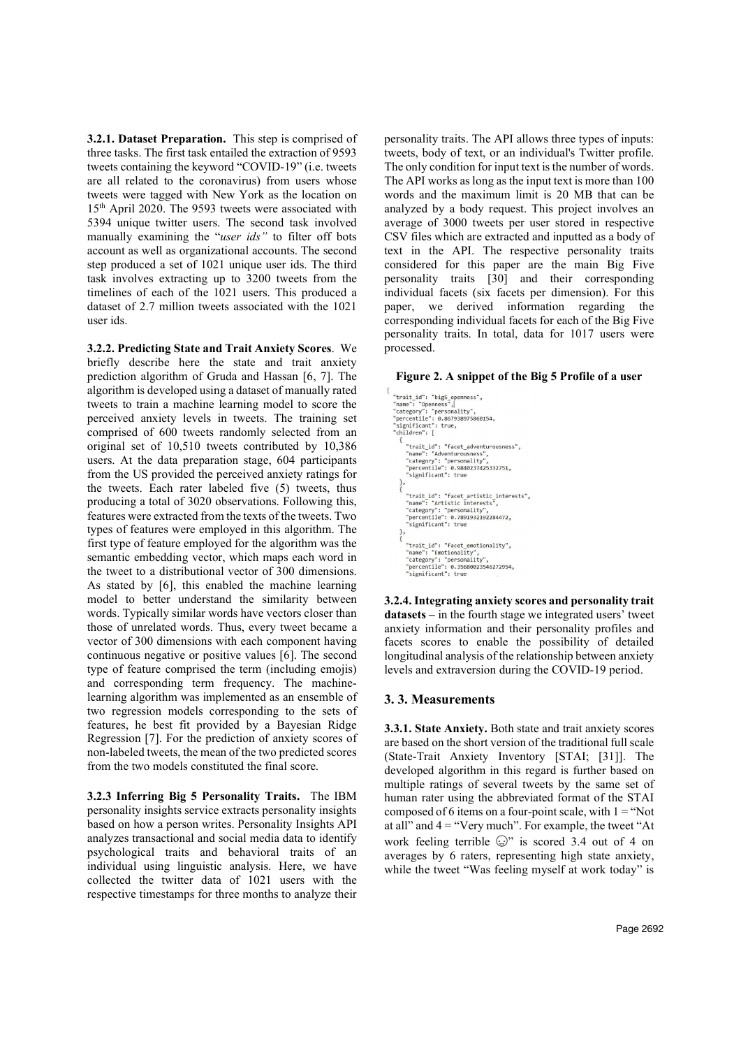**3.2.1. Dataset Preparation.** This step is comprised of three tasks. The first task entailed the extraction of 9593 tweets containing the keyword "COVID-19" (i.e. tweets are all related to the coronavirus) from users whose tweets were tagged with New York as the location on 15th April 2020. The 9593 tweets were associated with 5394 unique twitter users. The second task involved manually examining the "*user ids"* to filter off bots account as well as organizational accounts. The second step produced a set of 1021 unique user ids. The third task involves extracting up to 3200 tweets from the timelines of each of the 1021 users. This produced a dataset of 2.7 million tweets associated with the 1021 user ids.

**3.2.2. Predicting State and Trait Anxiety Scores**. We briefly describe here the state and trait anxiety prediction algorithm of Gruda and Hassan [6, 7]. The algorithm is developed using a dataset of manually rated tweets to train a machine learning model to score the perceived anxiety levels in tweets. The training set comprised of 600 tweets randomly selected from an original set of 10,510 tweets contributed by 10,386 users. At the data preparation stage, 604 participants from the US provided the perceived anxiety ratings for the tweets. Each rater labeled five (5) tweets, thus producing a total of 3020 observations. Following this, features were extracted from the texts of the tweets. Two types of features were employed in this algorithm. The first type of feature employed for the algorithm was the semantic embedding vector, which maps each word in the tweet to a distributional vector of 300 dimensions. As stated by [6], this enabled the machine learning model to better understand the similarity between words. Typically similar words have vectors closer than those of unrelated words. Thus, every tweet became a vector of 300 dimensions with each component having continuous negative or positive values [6]. The second type of feature comprised the term (including emojis) and corresponding term frequency. The machine-learning algorithm was implemented as an ensemble of two regression models corresponding to the sets of features, he best fit provided by a Bayesian Ridge Regression [7]. For the prediction of anxiety scores of non-labeled tweets, the mean of the two predicted scores from the two models constituted the final score.

**3.2.3 Inferring Big 5 Personality Traits.** The IBM personality insights service extracts personality insights based on how a person writes. Personality Insights API analyzes transactional and social media data to identify psychological traits and behavioral traits of an individual using linguistic analysis. Here, we have collected the twitter data of 1021 users with the respective timestamps for three months to analyze their personality traits. The API allows three types of inputs: tweets, body of text, or an individual's Twitter profile. The only condition for input text is the number of words. The API works as long as the input text is more than 100 words and the maximum limit is 20 MB that can be analyzed by a body request. This project involves an average of 3000 tweets per user stored in respective CSV files which are extracted and inputted as a body of text in the API. The respective personality traits considered for this paper are the main Big Five personality traits [30] and their corresponding individual facets (six facets per dimension). For this paper, we derived information regarding the corresponding individual facets for each of the Big Five personality traits. In total, data for 1017 users were processed.

**Figure 2. A snippet of the Big 5 Profile of a user**

```
{
  "trait_id": "big5_openness",
  "name": "Openness",
  "category": "personality",
  "percentile": 0.867938975860154,
  "significant": true,
  "children": [
    {
      "trait_id": "facet_adventurousness",
      "name": "Adventurousness",
      "category": "personality",
      "percentile": 0.9840237425332751,
      "significant": true
    },
    {
      "trait_id": "facet_artistic_interests",
      "name": "Artistic interests",
      "category": "personality",
      "percentile": 0.7891932192284472,
      "significant": true
    },
    {
      "trait_id": "facet_emotionality",
      "name": "Emotionality",
      "category": "personality",
      "percentile": 0.356800235482729554,
      "significant": true
```

**3.2.4. Integrating anxiety scores and personality trait datasets –** in the fourth stage we integrated users' tweet anxiety information and their personality profiles and facets scores to enable the possibility of detailed longitudinal analysis of the relationship between anxiety levels and extraversion during the COVID-19 period.

## 3. 3. Measurements

**3.3.1. State Anxiety.** Both state and trait anxiety scores are based on the short version of the traditional full scale (State-Trait Anxiety Inventory [STAI; [31]]. The developed algorithm in this regard is further based on multiple ratings of several tweets by the same set of human rater using the abbreviated format of the STAI composed of 6 items on a four-point scale, with 1 = "Not at all" and 4 = "Very much". For example, the tweet "At work feeling terrible ☹" is scored 3.4 out of 4 on averages by 6 raters, representing high state anxiety, while the tweet "Was feeling myself at work today" is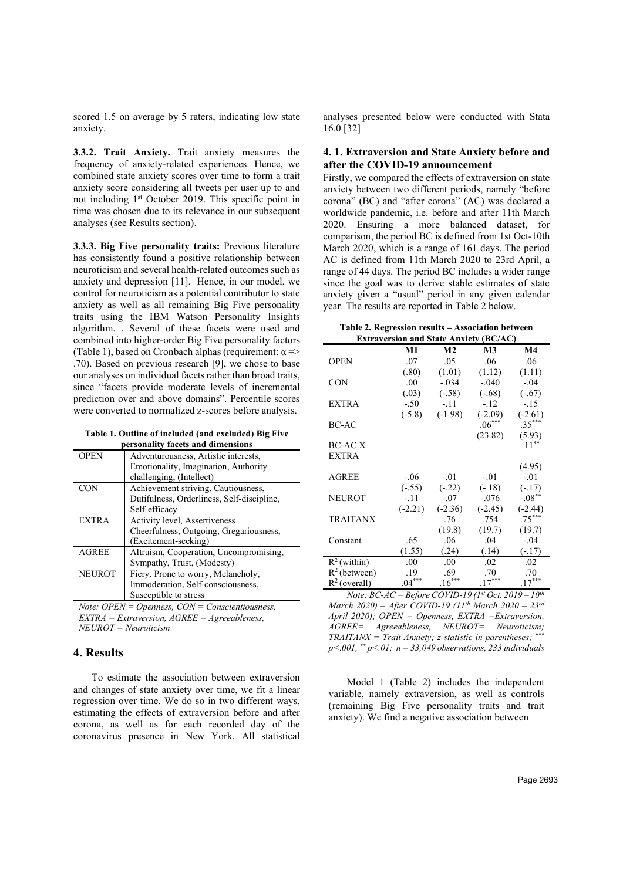scored 1.5 on average by 5 raters, indicating low state anxiety.

**3.3.2. Trait Anxiety.** Trait anxiety measures the frequency of anxiety-related experiences. Hence, we combined state anxiety scores over time to form a trait anxiety score considering all tweets per user up to and not including 1st October 2019. This specific point in time was chosen due to its relevance in our subsequent analyses (see Results section).

**3.3.3. Big Five personality traits:** Previous literature has consistently found a positive relationship between neuroticism and several health-related outcomes such as anxiety and depression [11]. Hence, in our model, we control for neuroticism as a potential contributor to state anxiety as well as all remaining Big Five personality traits using the IBM Watson Personality Insights algorithm. . Several of these facets were used and combined into higher-order Big Five personality factors (Table 1), based on Cronbach alphas (requirement: $\alpha$ => .70). Based on previous research [9], we chose to base our analyses on individual facets rather than broad traits, since "facets provide moderate levels of incremental prediction over and above domains". Percentile scores were converted to normalized z-scores before analysis.

**Table 1. Outline of included (and excluded) Big Five personality facets and dimensions**

| | |
|---|---|
| OPEN | Adventurousness, Artistic interests, Emotionality, Imagination, Authority challenging, (Intellect) |
| CON | Achievement striving, Cautiousness, Dutifulness, Orderliness, Self-discipline, Self-efficacy |
| EXTRA | Activity level, Assertiveness Cheerfulness, Outgoing, Gregariousness, (Excitement-seeking) |
| AGREE | Altruism, Cooperation, Uncompromising, Sympathy, Trust, (Modesty) |
| NEUROT | Fiery. Prone to worry, Melancholy, Immoderation, Self-consciousness, Susceptible to stress |

*Note: OPEN = Openness, CON = Conscientiousness, EXTRA = Extraversion, AGREE = Agreeableness, NEUROT = Neuroticism*

# 4. Results

To estimate the association between extraversion and changes of state anxiety over time, we fit a linear regression over time. We do so in two different ways, estimating the effects of extraversion before and after corona, as well as for each recorded day of the coronavirus presence in New York. All statistical analyses presented below were conducted with Stata 16.0 [32]

## 4. 1. Extraversion and State Anxiety before and after the COVID-19 announcement

Firstly, we compared the effects of extraversion on state anxiety between two different periods, namely "before corona" (BC) and "after corona" (AC) was declared a worldwide pandemic, i.e. before and after 11th March 2020. Ensuring a more balanced dataset, for comparison, the period BC is defined from 1st Oct-10th March 2020, which is a range of 161 days. The period AC is defined from 11th March 2020 to 23rd April, a range of 44 days. The period BC includes a wider range since the goal was to derive stable estimates of state anxiety given a "usual" period in any given calendar year. The results are reported in Table 2 below.

**Table 2. Regression results – Association between Extraversion and State Anxiety (BC/AC)**

| | M1 | M2 | M3 | M4 |
|---|---|---|---|---|
| OPEN | .07 | .05 | .06 | .06 |
| | (.80) | (1.01) | (1.12) | (1.11) |
| CON | .00 | -.034 | -.040 | -.04 |
| | (.03) | (-.58) | (-.68) | (-.67) |
| EXTRA | -.50 | -.11 | -.12 | -.15 |
| | (-5.8) | (-1.98) | (-2.09) | (-2.61) |
| BC-AC | | | $.06^{***}$ | $.35^{***}$ |
| | | | (23.82) | (5.93) |
| BC-AC X EXTRA | | | | $.11^{**}$ |
| | | | | (4.95) |
| AGREE | -.06 | -.01 | -.01 | -.01 |
| | (-.55) | (-.22) | (-.18) | (-.17) |
| NEUROT | -.11 | -.07 | -.076 | $-.08^{**}$ |
| | (-2.21) | (-2.36) | (-2.45) | (-2.44) |
| TRAITANX | | .76 | .754 | $.75^{***}$ |
| | | (19.8) | (19.7) | (19.7) |
| Constant | .65 | .06 | .04 | -.04 |
| | (1.55) | (.24) | (.14) | (-.17) |
| $R^2$ (within) | .00 | .00 | .02 | .02 |
| $R^2$ (between) | .19 | .69 | .70 | .70 |
| $R^2$ (overall) | $.04^{***}$ | $.16^{***}$ | $.17^{***}$ | $.17^{***}$ |

*Note: BC-AC = Before COVID-19 (1st Oct. 2019 – 10th March 2020) – After COVID-19 (11th March 2020 – 23rd April 2020); OPEN = Openness, EXTRA =Extraversion, AGREE= Agreeableness, NEUROT= Neuroticism; TRAITANX = Trait Anxiety; z-statistic in parentheses; \*\*\* $p<.001$, \*\* $p<.01$; n = 33,049 observations, 233 individuals*

Model 1 (Table 2) includes the independent variable, namely extraversion, as well as controls (remaining Big Five personality traits and trait anxiety). We find a negative association between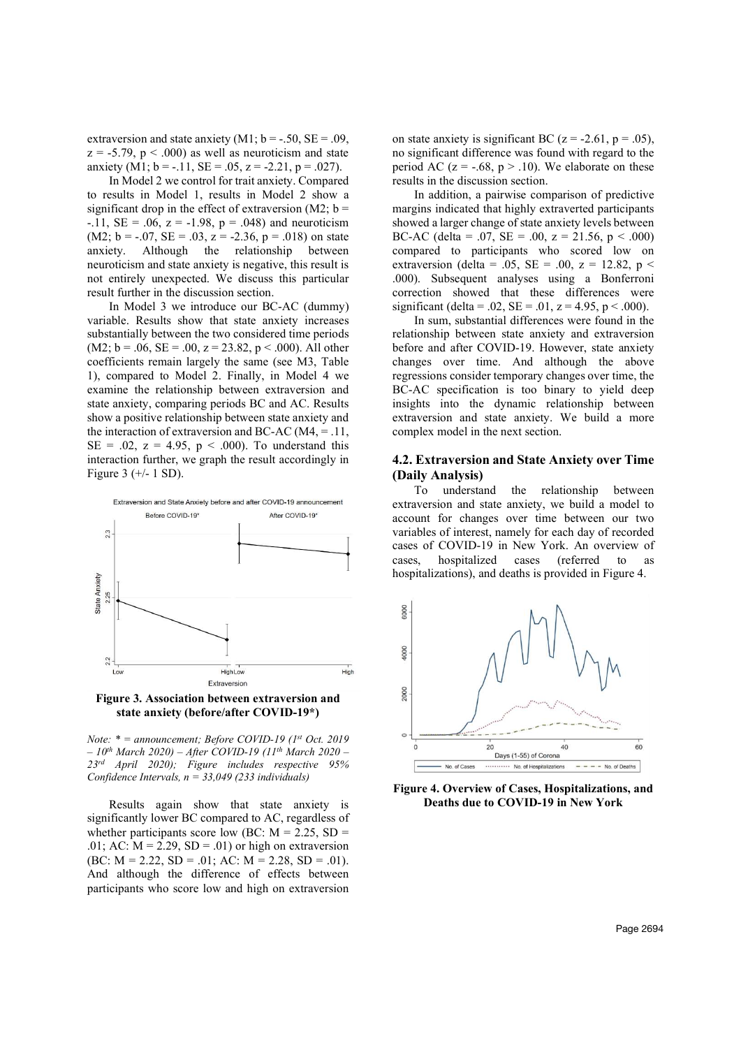extraversion and state anxiety (M1; $b = -.50$, $SE = .09$, $z = -5.79$, $p < .000$) as well as neuroticism and state anxiety (M1; $b = -.11$, $SE = .05$, $z = -2.21$, $p = .027$).

In Model 2 we control for trait anxiety. Compared to results in Model 1, results in Model 2 show a significant drop in the effect of extraversion (M2; $b = -.11$, $SE = .06$, $z = -1.98$, $p = .048$) and neuroticism (M2; $b = -.07$, $SE = .03$, $z = -2.36$, $p = .018$) on state anxiety. Although the relationship between neuroticism and state anxiety is negative, this result is not entirely unexpected. We discuss this particular result further in the discussion section.

In Model 3 we introduce our BC-AC (dummy) variable. Results show that state anxiety increases substantially between the two considered time periods (M2; $b = .06$, $SE = .00$, $z = 23.82$, $p < .000$). All other coefficients remain largely the same (see M3, Table 1), compared to Model 2. Finally, in Model 4 we examine the relationship between extraversion and state anxiety, comparing periods BC and AC. Results show a positive relationship between state anxiety and the interaction of extraversion and BC-AC (M4, $= .11$, $SE = .02$, $z = 4.95$, $p < .000$). To understand this interaction further, we graph the result accordingly in Figure 3 (+/- 1 SD).

**Figure 3. Association between extraversion and state anxiety (before/after COVID-19*)**

*Note: * = announcement; Before COVID-19 (1st Oct. 2019 – 10th March 2020) – After COVID-19 (11th March 2020 – 23rd April 2020); Figure includes respective 95% Confidence Intervals, n = 33,049 (233 individuals)*

Results again show that state anxiety is significantly lower BC compared to AC, regardless of whether participants score low (BC: $M = 2.25$, $SD = .01$; AC: $M = 2.29$, $SD = .01$) or high on extraversion (BC: $M = 2.22$, $SD = .01$; AC: $M = 2.28$, $SD = .01$). And although the difference of effects between participants who score low and high on extraversion on state anxiety is significant BC ($z = -2.61$, $p = .05$), no significant difference was found with regard to the period AC ($z = -.68$, $p > .10$). We elaborate on these results in the discussion section.

In addition, a pairwise comparison of predictive margins indicated that highly extraverted participants showed a larger change of state anxiety levels between BC-AC (delta = .07, $SE = .00$, $z = 21.56$, $p < .000$) compared to participants who scored low on extraversion (delta = .05, $SE = .00$, $z = 12.82$, $p < .000$). Subsequent analyses using a Bonferroni correction showed that these differences were significant (delta = .02, $SE = .01$, $z = 4.95$, $p < .000$).

In sum, substantial differences were found in the relationship between state anxiety and extraversion before and after COVID-19. However, state anxiety changes over time. And although the above regressions consider temporary changes over time, the BC-AC specification is too binary to yield deep insights into the dynamic relationship between extraversion and state anxiety. We build a more complex model in the next section.

## 4.2. Extraversion and State Anxiety over Time (Daily Analysis)

To understand the relationship between extraversion and state anxiety, we build a model to account for changes over time between our two variables of interest, namely for each day of recorded cases of COVID-19 in New York. An overview of cases, hospitalized cases (referred to as hospitalizations), and deaths is provided in Figure 4.

**Figure 4. Overview of Cases, Hospitalizations, and Deaths due to COVID-19 in New York**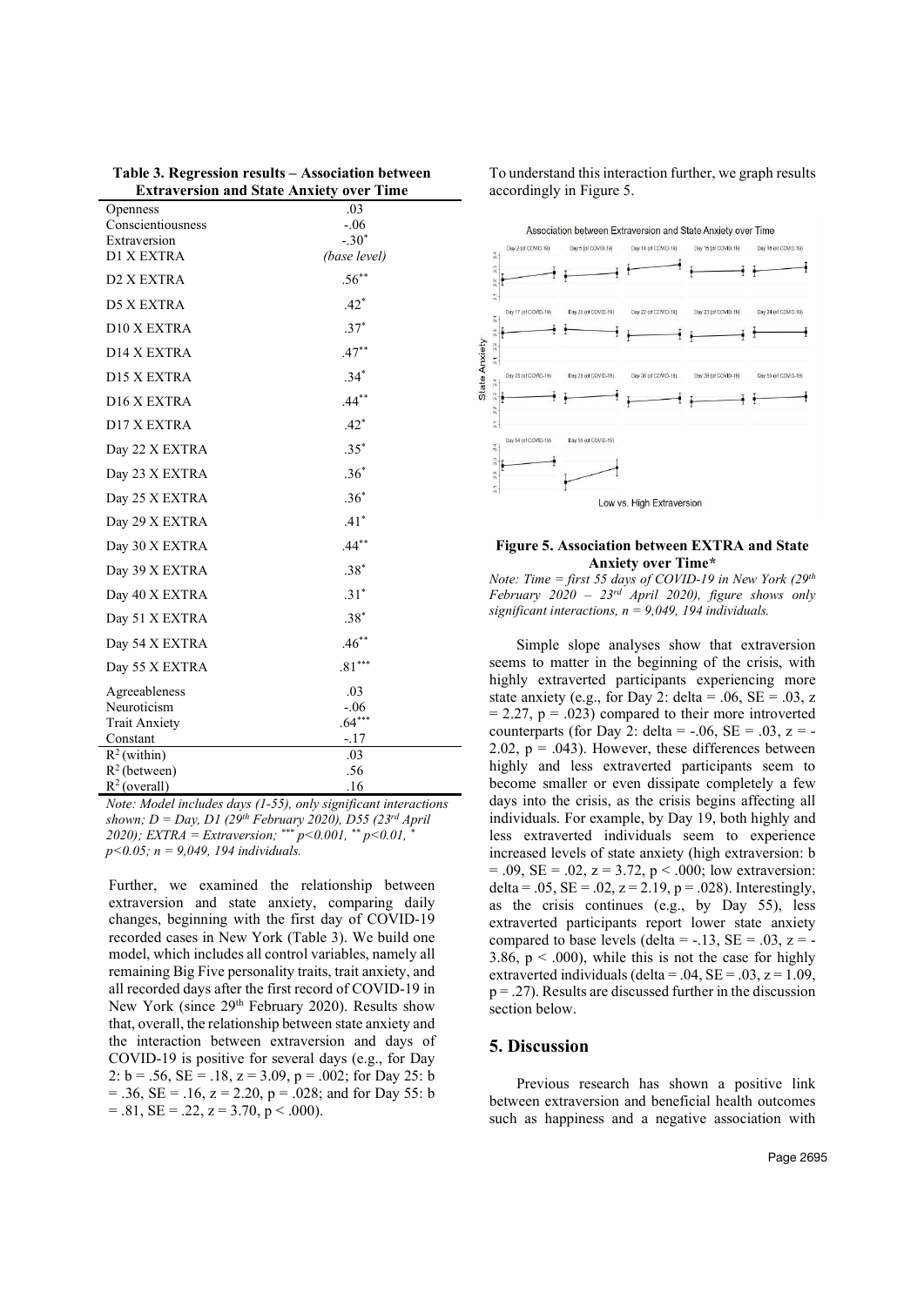**Table 3. Regression results – Association between Extraversion and State Anxiety over Time**

| | |
|---|---|
| Openness | .03 |
| Conscientiousness | -.06 |
| Extraversion | -.30* |
| D1 X EXTRA | *(base level)* |
| D2 X EXTRA | .56** |
| D5 X EXTRA | .42* |
| D10 X EXTRA | .37* |
| D14 X EXTRA | .47** |
| D15 X EXTRA | .34* |
| D16 X EXTRA | .44** |
| D17 X EXTRA | .42* |
| Day 22 X EXTRA | .35* |
| Day 23 X EXTRA | .36* |
| Day 25 X EXTRA | .36* |
| Day 29 X EXTRA | .41* |
| Day 30 X EXTRA | .44** |
| Day 39 X EXTRA | .38* |
| Day 40 X EXTRA | .31* |
| Day 51 X EXTRA | .38* |
| Day 54 X EXTRA | .46** |
| Day 55 X EXTRA | .81*** |
| Agreeableness | .03 |
| Neuroticism | -.06 |
| Trait Anxiety | .64*** |
| Constant | -.17 |
| $R^2$ (within) | .03 |
| $R^2$ (between) | .56 |
| $R^2$ (overall) | .16 |

*Note: Model includes days (1-55), only significant interactions shown; D = Day, D1 (29th February 2020), D55 (23rd April 2020); EXTRA = Extraversion; \*\*\* p<0.001, \*\* p<0.01, \* p<0.05; n = 9,049, 194 individuals.*

Further, we examined the relationship between extraversion and state anxiety, comparing daily changes, beginning with the first day of COVID-19 recorded cases in New York (Table 3). We build one model, which includes all control variables, namely all remaining Big Five personality traits, trait anxiety, and all recorded days after the first record of COVID-19 in New York (since 29th February 2020). Results show that, overall, the relationship between state anxiety and the interaction between extraversion and days of COVID-19 is positive for several days (e.g., for Day 2: b = .56, SE = .18, z = 3.09, p = .002; for Day 25: b = .36, SE = .16, z = 2.20, p = .028; and for Day 55: b = .81, SE = .22, z = 3.70, p < .000).

To understand this interaction further, we graph results accordingly in Figure 5.

**Figure 5. Association between EXTRA and State Anxiety over Time\***

*Note: Time = first 55 days of COVID-19 in New York (29th February 2020 – 23rd April 2020), figure shows only significant interactions, n = 9,049, 194 individuals.*

Simple slope analyses show that extraversion seems to matter in the beginning of the crisis, with highly extraverted participants experiencing more state anxiety (e.g., for Day 2: delta = .06, SE = .03, z = 2.27, p = .023) compared to their more introverted counterparts (for Day 2: delta = -.06, SE = .03, z = -2.02, p = .043). However, these differences between highly and less extraverted participants seem to become smaller or even dissipate completely a few days into the crisis, as the crisis begins affecting all individuals. For example, by Day 19, both highly and less extraverted individuals seem to experience increased levels of state anxiety (high extraversion: b = .09, SE = .02, z = 3.72, p < .000; low extraversion: delta = .05, SE = .02, z = 2.19, p = .028). Interestingly, as the crisis continues (e.g., by Day 55), less extraverted participants report lower state anxiety compared to base levels (delta = -.13, SE = .03, z = -3.86, p < .000), while this is not the case for highly extraverted individuals (delta = .04, SE = .03, z = 1.09, p = .27). Results are discussed further in the discussion section below.

## 5. Discussion

Previous research has shown a positive link between extraversion and beneficial health outcomes such as happiness and a negative association with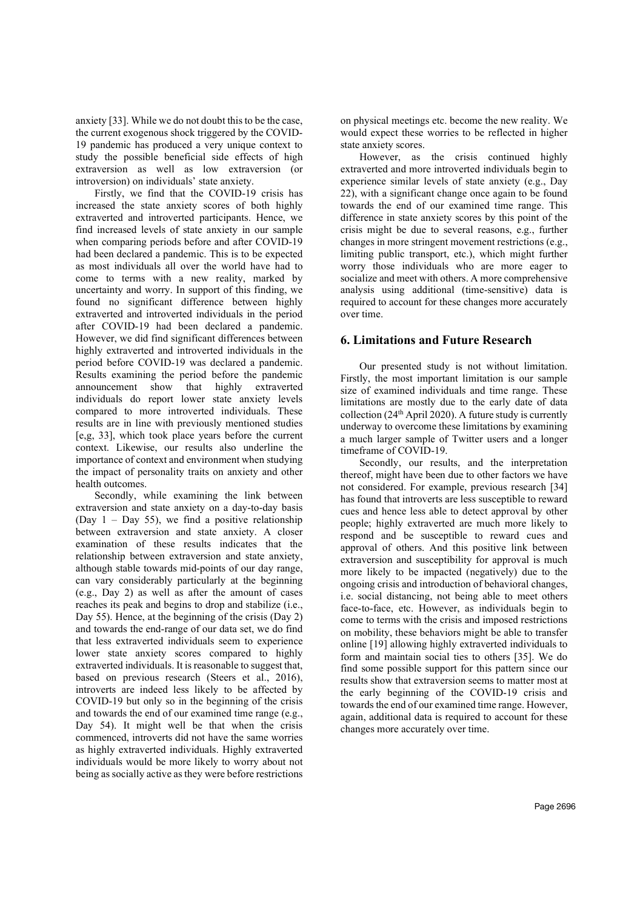anxiety [33]. While we do not doubt this to be the case, the current exogenous shock triggered by the COVID-19 pandemic has produced a very unique context to study the possible beneficial side effects of high extraversion as well as low extraversion (or introversion) on individuals' state anxiety.

Firstly, we find that the COVID-19 crisis has increased the state anxiety scores of both highly extraverted and introverted participants. Hence, we find increased levels of state anxiety in our sample when comparing periods before and after COVID-19 had been declared a pandemic. This is to be expected as most individuals all over the world have had to come to terms with a new reality, marked by uncertainty and worry. In support of this finding, we found no significant difference between highly extraverted and introverted individuals in the period after COVID-19 had been declared a pandemic. However, we did find significant differences between highly extraverted and introverted individuals in the period before COVID-19 was declared a pandemic. Results examining the period before the pandemic announcement show that highly extraverted individuals do report lower state anxiety levels compared to more introverted individuals. These results are in line with previously mentioned studies [e,g, 33], which took place years before the current context. Likewise, our results also underline the importance of context and environment when studying the impact of personality traits on anxiety and other health outcomes.

Secondly, while examining the link between extraversion and state anxiety on a day-to-day basis (Day 1 – Day 55), we find a positive relationship between extraversion and state anxiety. A closer examination of these results indicates that the relationship between extraversion and state anxiety, although stable towards mid-points of our day range, can vary considerably particularly at the beginning (e.g., Day 2) as well as after the amount of cases reaches its peak and begins to drop and stabilize (i.e., Day 55). Hence, at the beginning of the crisis (Day 2) and towards the end-range of our data set, we do find that less extraverted individuals seem to experience lower state anxiety scores compared to highly extraverted individuals. It is reasonable to suggest that, based on previous research (Steers et al., 2016), introverts are indeed less likely to be affected by COVID-19 but only so in the beginning of the crisis and towards the end of our examined time range (e.g., Day 54). It might well be that when the crisis commenced, introverts did not have the same worries as highly extraverted individuals. Highly extraverted individuals would be more likely to worry about not being as socially active as they were before restrictions on physical meetings etc. become the new reality. We would expect these worries to be reflected in higher state anxiety scores.

However, as the crisis continued highly extraverted and more introverted individuals begin to experience similar levels of state anxiety (e.g., Day 22), with a significant change once again to be found towards the end of our examined time range. This difference in state anxiety scores by this point of the crisis might be due to several reasons, e.g., further changes in more stringent movement restrictions (e.g., limiting public transport, etc.), which might further worry those individuals who are more eager to socialize and meet with others. A more comprehensive analysis using additional (time-sensitive) data is required to account for these changes more accurately over time.

## 6. Limitations and Future Research

Our presented study is not without limitation. Firstly, the most important limitation is our sample size of examined individuals and time range. These limitations are mostly due to the early date of data collection (24th April 2020). A future study is currently underway to overcome these limitations by examining a much larger sample of Twitter users and a longer timeframe of COVID-19.

Secondly, our results, and the interpretation thereof, might have been due to other factors we have not considered. For example, previous research [34] has found that introverts are less susceptible to reward cues and hence less able to detect approval by other people; highly extraverted are much more likely to respond and be susceptible to reward cues and approval of others. And this positive link between extraversion and susceptibility for approval is much more likely to be impacted (negatively) due to the ongoing crisis and introduction of behavioral changes, i.e. social distancing, not being able to meet others face-to-face, etc. However, as individuals begin to come to terms with the crisis and imposed restrictions on mobility, these behaviors might be able to transfer online [19] allowing highly extraverted individuals to form and maintain social ties to others [35]. We do find some possible support for this pattern since our results show that extraversion seems to matter most at the early beginning of the COVID-19 crisis and towards the end of our examined time range. However, again, additional data is required to account for these changes more accurately over time.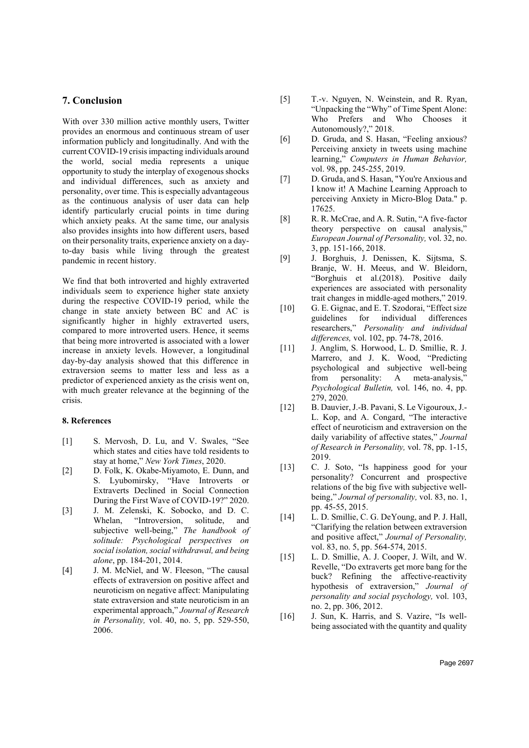## 7. Conclusion

With over 330 million active monthly users, Twitter provides an enormous and continuous stream of user information publicly and longitudinally. And with the current COVID-19 crisis impacting individuals around the world, social media represents a unique opportunity to study the interplay of exogenous shocks and individual differences, such as anxiety and personality, over time. This is especially advantageous as the continuous analysis of user data can help identify particularly crucial points in time during which anxiety peaks. At the same time, our analysis also provides insights into how different users, based on their personality traits, experience anxiety on a day-to-day basis while living through the greatest pandemic in recent history.

We find that both introverted and highly extraverted individuals seem to experience higher state anxiety during the respective COVID-19 period, while the change in state anxiety between BC and AC is significantly higher in highly extraverted users, compared to more introverted users. Hence, it seems that being more introverted is associated with a lower increase in anxiety levels. However, a longitudinal day-by-day analysis showed that this difference in extraversion seems to matter less and less as a predictor of experienced anxiety as the crisis went on, with much greater relevance at the beginning of the crisis.

### 8. References

[1] S. Mervosh, D. Lu, and V. Swales, "See which states and cities have told residents to stay at home," *New York Times*, 2020.

[2] D. Folk, K. Okabe-Miyamoto, E. Dunn, and S. Lyubomirsky, "Have Introverts or Extraverts Declined in Social Connection During the First Wave of COVID-19?" 2020.

[3] J. M. Zelenski, K. Sobocko, and D. C. Whelan, "Introversion, solitude, and subjective well-being," *The handbook of solitude: Psychological perspectives on social isolation, social withdrawal, and being alone*, pp. 184-201, 2014.

[4] J. M. McNiel, and W. Fleeson, "The causal effects of extraversion on positive affect and neuroticism on negative affect: Manipulating state extraversion and state neuroticism in an experimental approach," *Journal of Research in Personality,* vol. 40, no. 5, pp. 529-550, 2006.

[5] T.-v. Nguyen, N. Weinstein, and R. Ryan, "Unpacking the "Why" of Time Spent Alone: Who Prefers and Who Chooses it Autonomously?," 2018.

[6] D. Gruda, and S. Hasan, "Feeling anxious? Perceiving anxiety in tweets using machine learning," *Computers in Human Behavior,* vol. 98, pp. 245-255, 2019.

[7] D. Gruda, and S. Hasan, "You're Anxious and I know it! A Machine Learning Approach to perceiving Anxiety in Micro-Blog Data." p. 17625.

[8] R. R. McCrae, and A. R. Sutin, "A five-factor theory perspective on causal analysis," *European Journal of Personality,* vol. 32, no. 3, pp. 151-166, 2018.

[9] J. Borghuis, J. Denissen, K. Sijtsma, S. Branje, W. H. Meeus, and W. Bleidorn, "Borghuis et al.(2018). Positive daily experiences are associated with personality trait changes in middle-aged mothers," 2019.

[10] G. E. Gignac, and E. T. Szodorai, "Effect size guidelines for individual differences researchers," *Personality and individual differences,* vol. 102, pp. 74-78, 2016.

[11] J. Anglim, S. Horwood, L. D. Smillie, R. J. Marrero, and J. K. Wood, "Predicting psychological and subjective well-being from personality: A meta-analysis," *Psychological Bulletin,* vol. 146, no. 4, pp. 279, 2020.

[12] B. Dauvier, J.-B. Pavani, S. Le Vigouroux, J.-L. Kop, and A. Congard, "The interactive effect of neuroticism and extraversion on the daily variability of affective states," *Journal of Research in Personality,* vol. 78, pp. 1-15, 2019.

[13] C. J. Soto, "Is happiness good for your personality? Concurrent and prospective relations of the big five with subjective well-being," *Journal of personality,* vol. 83, no. 1, pp. 45-55, 2015.

[14] L. D. Smillie, C. G. DeYoung, and P. J. Hall, "Clarifying the relation between extraversion and positive affect," *Journal of Personality,* vol. 83, no. 5, pp. 564-574, 2015.

[15] L. D. Smillie, A. J. Cooper, J. Wilt, and W. Revelle, "Do extraverts get more bang for the buck? Refining the affective-reactivity hypothesis of extraversion," *Journal of personality and social psychology,* vol. 103, no. 2, pp. 306, 2012.

[16] J. Sun, K. Harris, and S. Vazire, "Is well-being associated with the quantity and quality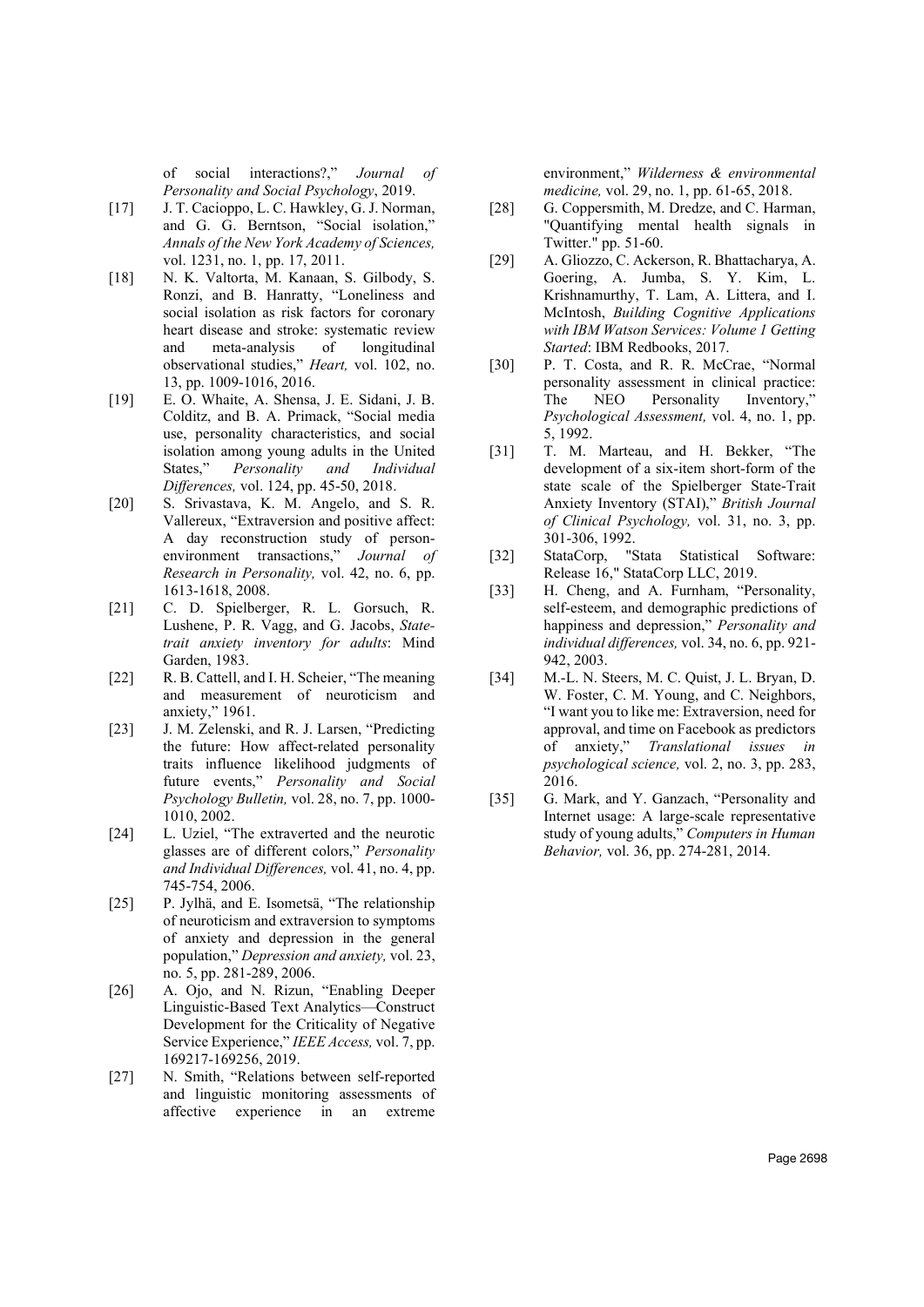of social interactions?," *Journal of Personality and Social Psychology*, 2019.

[17] J. T. Cacioppo, L. C. Hawkley, G. J. Norman, and G. G. Berntson, "Social isolation," *Annals of the New York Academy of Sciences,* vol. 1231, no. 1, pp. 17, 2011.

[18] N. K. Valtorta, M. Kanaan, S. Gilbody, S. Ronzi, and B. Hanratty, "Loneliness and social isolation as risk factors for coronary heart disease and stroke: systematic review and meta-analysis of longitudinal observational studies," *Heart,* vol. 102, no. 13, pp. 1009-1016, 2016.

[19] E. O. Whaite, A. Shensa, J. E. Sidani, J. B. Colditz, and B. A. Primack, "Social media use, personality characteristics, and social isolation among young adults in the United States," *Personality and Individual Differences,* vol. 124, pp. 45-50, 2018.

[20] S. Srivastava, K. M. Angelo, and S. R. Vallereux, "Extraversion and positive affect: A day reconstruction study of person-environment transactions," *Journal of Research in Personality,* vol. 42, no. 6, pp. 1613-1618, 2008.

[21] C. D. Spielberger, R. L. Gorsuch, R. Lushene, P. R. Vagg, and G. Jacobs, *State-trait anxiety inventory for adults*: Mind Garden, 1983.

[22] R. B. Cattell, and I. H. Scheier, "The meaning and measurement of neuroticism and anxiety," 1961.

[23] J. M. Zelenski, and R. J. Larsen, "Predicting the future: How affect-related personality traits influence likelihood judgments of future events," *Personality and Social Psychology Bulletin,* vol. 28, no. 7, pp. 1000-1010, 2002.

[24] L. Uziel, "The extraverted and the neurotic glasses are of different colors," *Personality and Individual Differences,* vol. 41, no. 4, pp. 745-754, 2006.

[25] P. Jylhä, and E. Isometsä, "The relationship of neuroticism and extraversion to symptoms of anxiety and depression in the general population," *Depression and anxiety,* vol. 23, no. 5, pp. 281-289, 2006.

[26] A. Ojo, and N. Rizun, "Enabling Deeper Linguistic-Based Text Analytics—Construct Development for the Criticality of Negative Service Experience," *IEEE Access,* vol. 7, pp. 169217-169256, 2019.

[27] N. Smith, "Relations between self-reported and linguistic monitoring assessments of affective experience in an extreme environment," *Wilderness & environmental medicine,* vol. 29, no. 1, pp. 61-65, 2018.

[28] G. Coppersmith, M. Dredze, and C. Harman, "Quantifying mental health signals in Twitter." pp. 51-60.

[29] A. Gliozzo, C. Ackerson, R. Bhattacharya, A. Goering, A. Jumba, S. Y. Kim, L. Krishnamurthy, T. Lam, A. Littera, and I. McIntosh, *Building Cognitive Applications with IBM Watson Services: Volume 1 Getting Started*: IBM Redbooks, 2017.

[30] P. T. Costa, and R. R. McCrae, "Normal personality assessment in clinical practice: The NEO Personality Inventory," *Psychological Assessment,* vol. 4, no. 1, pp. 5, 1992.

[31] T. M. Marteau, and H. Bekker, "The development of a six-item short-form of the state scale of the Spielberger State-Trait Anxiety Inventory (STAI)," *British Journal of Clinical Psychology,* vol. 31, no. 3, pp. 301-306, 1992.

[32] StataCorp, "Stata Statistical Software: Release 16," StataCorp LLC, 2019.

[33] H. Cheng, and A. Furnham, "Personality, self-esteem, and demographic predictions of happiness and depression," *Personality and individual differences,* vol. 34, no. 6, pp. 921-942, 2003.

[34] M.-L. N. Steers, M. C. Quist, J. L. Bryan, D. W. Foster, C. M. Young, and C. Neighbors, "I want you to like me: Extraversion, need for approval, and time on Facebook as predictors of anxiety," *Translational issues in psychological science,* vol. 2, no. 3, pp. 283, 2016.

[35] G. Mark, and Y. Ganzach, "Personality and Internet usage: A large-scale representative study of young adults," *Computers in Human Behavior,* vol. 36, pp. 274-281, 2014.